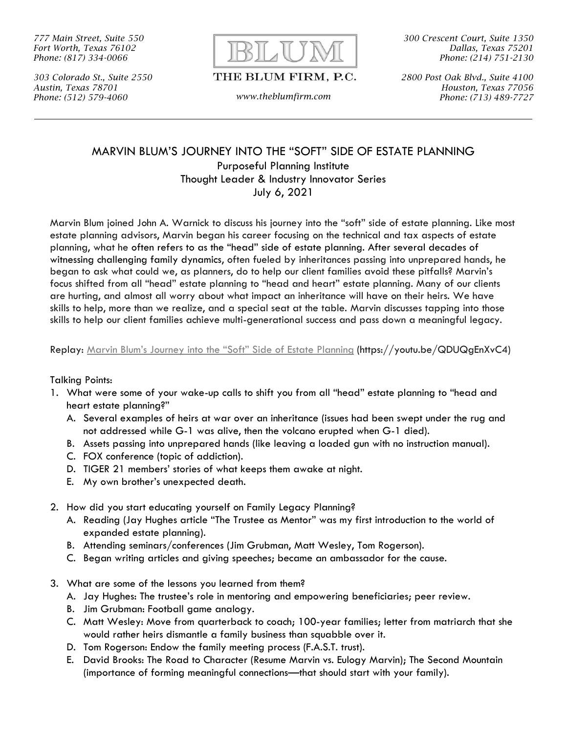777 Main Street, Suite 550
Fort Worth, Texas 76102
Phone: (817) 334-0066

303 Colorado St., Suite 2550
Austin, Texas 78701
Phone: (512) 579-4060

BLUM

THE BLUM FIRM, P.C.

www.theblumfirm.com

300 Crescent Court, Suite 1350
Dallas, Texas 75201
Phone: (214) 751-2130

2800 Post Oak Blvd., Suite 4100
Houston, Texas 77056
Phone: (713) 489-7727

# MARVIN BLUM'S JOURNEY INTO THE "SOFT" SIDE OF ESTATE PLANNING

Purposeful Planning Institute
Thought Leader & Industry Innovator Series
July 6, 2021

Marvin Blum joined John A. Warnick to discuss his journey into the "soft" side of estate planning. Like most estate planning advisors, Marvin began his career focusing on the technical and tax aspects of estate planning, what he often refers to as the "head" side of estate planning. After several decades of witnessing challenging family dynamics, often fueled by inheritances passing into unprepared hands, he began to ask what could we, as planners, do to help our client families avoid these pitfalls? Marvin's focus shifted from all "head" estate planning to "head and heart" estate planning. Many of our clients are hurting, and almost all worry about what impact an inheritance will have on their heirs. We have skills to help, more than we realize, and a special seat at the table. Marvin discusses tapping into those skills to help our client families achieve multi-generational success and pass down a meaningful legacy.

Replay: [Marvin Blum's Journey into the "Soft" Side of Estate Planning](https://youtu.be/QDUQgEnXvC4) (https://youtu.be/QDUQgEnXvC4)

Talking Points:

1. What were some of your wake-up calls to shift you from all "head" estate planning to "head and heart estate planning?"
   A. Several examples of heirs at war over an inheritance (issues had been swept under the rug and not addressed while G-1 was alive, then the volcano erupted when G-1 died).
   B. Assets passing into unprepared hands (like leaving a loaded gun with no instruction manual).
   C. FOX conference (topic of addiction).
   D. TIGER 21 members' stories of what keeps them awake at night.
   E. My own brother's unexpected death.

2. How did you start educating yourself on Family Legacy Planning?
   A. Reading (Jay Hughes article "The Trustee as Mentor" was my first introduction to the world of expanded estate planning).
   B. Attending seminars/conferences (Jim Grubman, Matt Wesley, Tom Rogerson).
   C. Began writing articles and giving speeches; became an ambassador for the cause.

3. What are some of the lessons you learned from them?
   A. Jay Hughes: The trustee's role in mentoring and empowering beneficiaries; peer review.
   B. Jim Grubman: Football game analogy.
   C. Matt Wesley: Move from quarterback to coach; 100-year families; letter from matriarch that she would rather heirs dismantle a family business than squabble over it.
   D. Tom Rogerson: Endow the family meeting process (F.A.S.T. trust).
   E. David Brooks: The Road to Character (Resume Marvin vs. Eulogy Marvin); The Second Mountain (importance of forming meaningful connections—that should start with your family).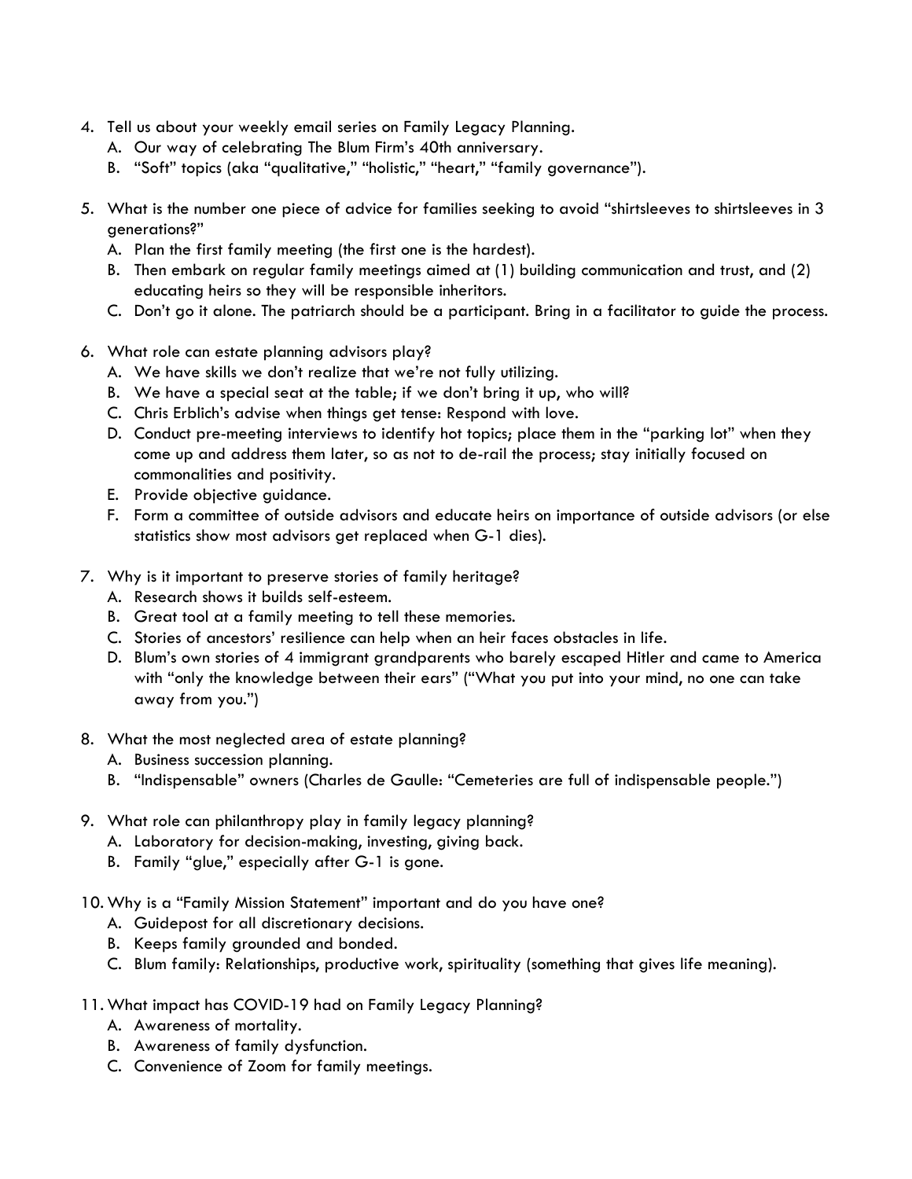4. Tell us about your weekly email series on Family Legacy Planning.
   A. Our way of celebrating The Blum Firm's 40th anniversary.
   B. "Soft" topics (aka "qualitative," "holistic," "heart," "family governance").

5. What is the number one piece of advice for families seeking to avoid "shirtsleeves to shirtsleeves in 3 generations?"
   A. Plan the first family meeting (the first one is the hardest).
   B. Then embark on regular family meetings aimed at (1) building communication and trust, and (2) educating heirs so they will be responsible inheritors.
   C. Don't go it alone. The patriarch should be a participant. Bring in a facilitator to guide the process.

6. What role can estate planning advisors play?
   A. We have skills we don't realize that we're not fully utilizing.
   B. We have a special seat at the table; if we don't bring it up, who will?
   C. Chris Erblich's advise when things get tense: Respond with love.
   D. Conduct pre-meeting interviews to identify hot topics; place them in the "parking lot" when they come up and address them later, so as not to de-rail the process; stay initially focused on commonalities and positivity.
   E. Provide objective guidance.
   F. Form a committee of outside advisors and educate heirs on importance of outside advisors (or else statistics show most advisors get replaced when G-1 dies).

7. Why is it important to preserve stories of family heritage?
   A. Research shows it builds self-esteem.
   B. Great tool at a family meeting to tell these memories.
   C. Stories of ancestors' resilience can help when an heir faces obstacles in life.
   D. Blum's own stories of 4 immigrant grandparents who barely escaped Hitler and came to America with "only the knowledge between their ears" ("What you put into your mind, no one can take away from you.")

8. What the most neglected area of estate planning?
   A. Business succession planning.
   B. "Indispensable" owners (Charles de Gaulle: "Cemeteries are full of indispensable people.")

9. What role can philanthropy play in family legacy planning?
   A. Laboratory for decision-making, investing, giving back.
   B. Family "glue," especially after G-1 is gone.

10. Why is a "Family Mission Statement" important and do you have one?
    A. Guidepost for all discretionary decisions.
    B. Keeps family grounded and bonded.
    C. Blum family: Relationships, productive work, spirituality (something that gives life meaning).

11. What impact has COVID-19 had on Family Legacy Planning?
    A. Awareness of mortality.
    B. Awareness of family dysfunction.
    C. Convenience of Zoom for family meetings.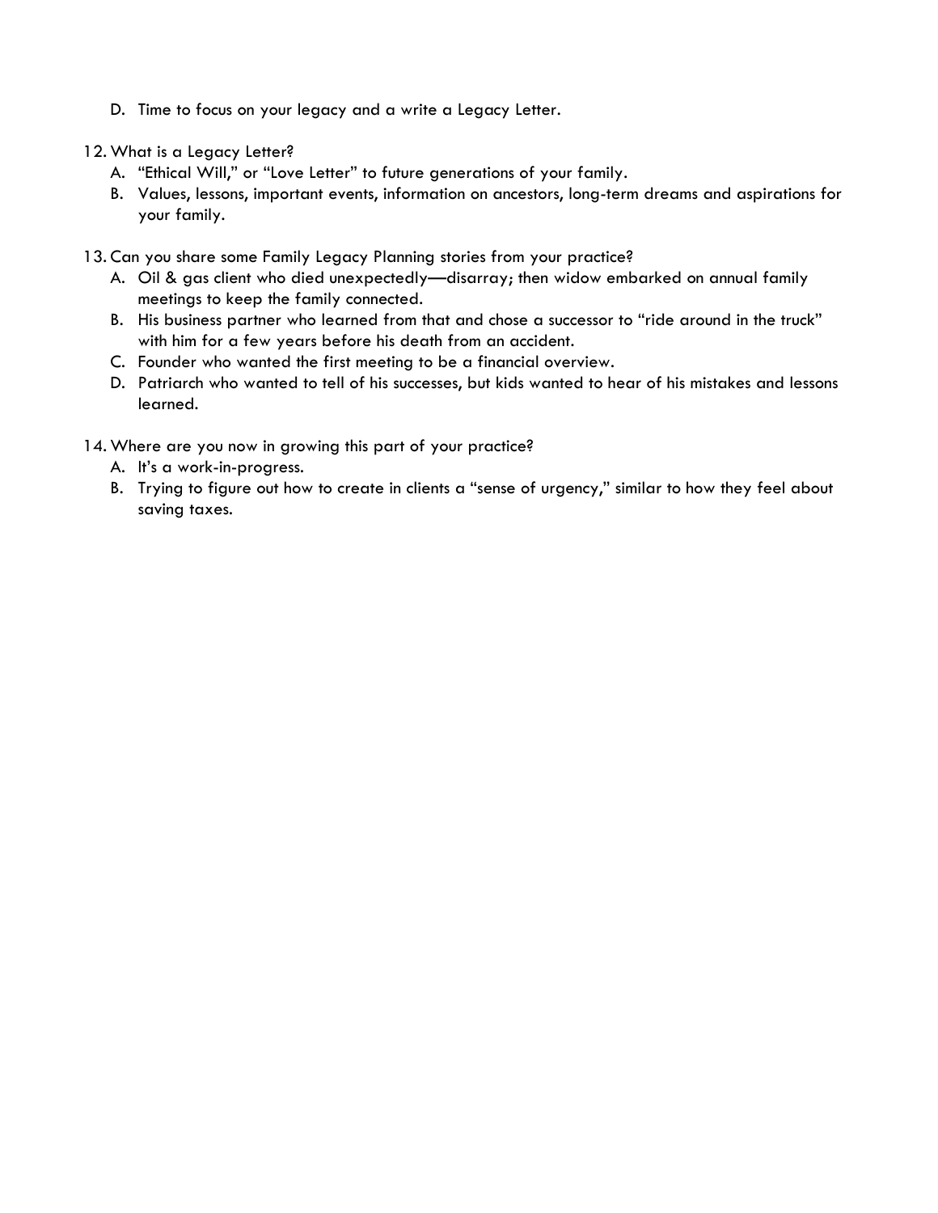D. Time to focus on your legacy and a write a Legacy Letter.

12. What is a Legacy Letter?
    A. "Ethical Will," or "Love Letter" to future generations of your family.
    B. Values, lessons, important events, information on ancestors, long-term dreams and aspirations for your family.

13. Can you share some Family Legacy Planning stories from your practice?
    A. Oil & gas client who died unexpectedly—disarray; then widow embarked on annual family meetings to keep the family connected.
    B. His business partner who learned from that and chose a successor to "ride around in the truck" with him for a few years before his death from an accident.
    C. Founder who wanted the first meeting to be a financial overview.
    D. Patriarch who wanted to tell of his successes, but kids wanted to hear of his mistakes and lessons learned.

14. Where are you now in growing this part of your practice?
    A. It's a work-in-progress.
    B. Trying to figure out how to create in clients a "sense of urgency," similar to how they feel about saving taxes.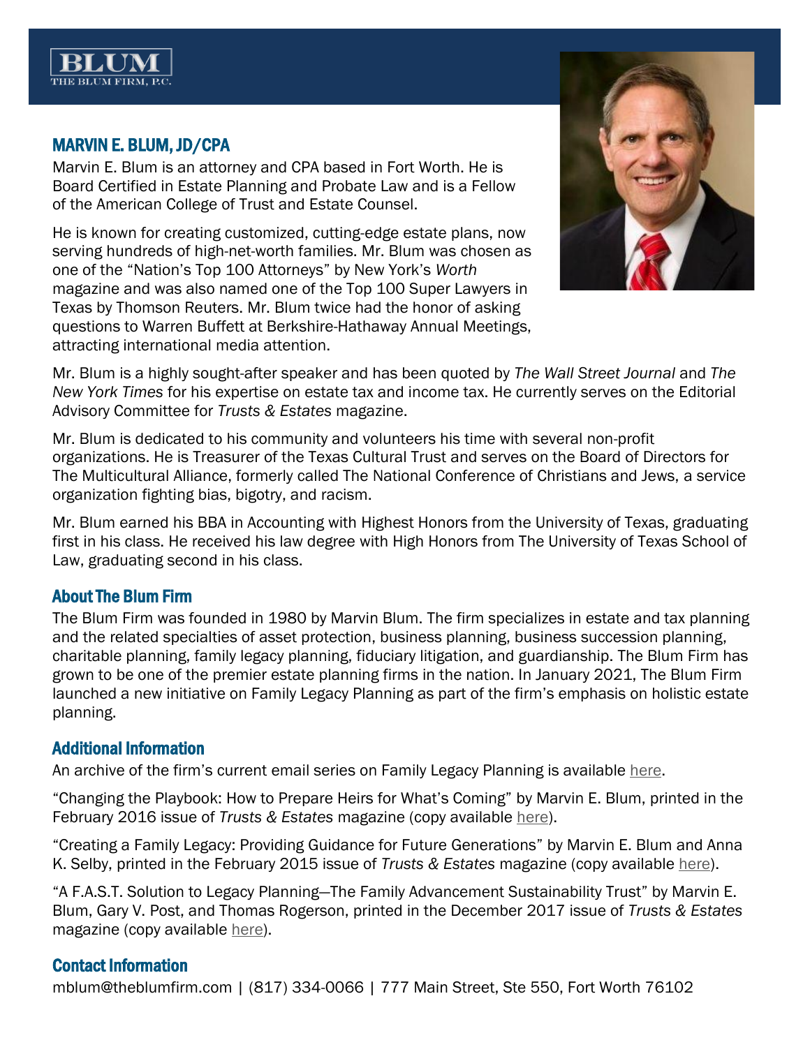BLUM
THE BLUM FIRM, P.C.

## MARVIN E. BLUM, JD/CPA

Marvin E. Blum is an attorney and CPA based in Fort Worth. He is Board Certified in Estate Planning and Probate Law and is a Fellow of the American College of Trust and Estate Counsel.

He is known for creating customized, cutting-edge estate plans, now serving hundreds of high-net-worth families. Mr. Blum was chosen as one of the "Nation's Top 100 Attorneys" by New York's *Worth* magazine and was also named one of the Top 100 Super Lawyers in Texas by Thomson Reuters. Mr. Blum twice had the honor of asking questions to Warren Buffett at Berkshire-Hathaway Annual Meetings, attracting international media attention.

Mr. Blum is a highly sought-after speaker and has been quoted by *The Wall Street Journal* and *The New York Times* for his expertise on estate tax and income tax. He currently serves on the Editorial Advisory Committee for *Trusts & Estates* magazine.

Mr. Blum is dedicated to his community and volunteers his time with several non-profit organizations. He is Treasurer of the Texas Cultural Trust and serves on the Board of Directors for The Multicultural Alliance, formerly called The National Conference of Christians and Jews, a service organization fighting bias, bigotry, and racism.

Mr. Blum earned his BBA in Accounting with Highest Honors from the University of Texas, graduating first in his class. He received his law degree with High Honors from The University of Texas School of Law, graduating second in his class.

### About The Blum Firm

The Blum Firm was founded in 1980 by Marvin Blum. The firm specializes in estate and tax planning and the related specialties of asset protection, business planning, business succession planning, charitable planning, family legacy planning, fiduciary litigation, and guardianship. The Blum Firm has grown to be one of the premier estate planning firms in the nation. In January 2021, The Blum Firm launched a new initiative on Family Legacy Planning as part of the firm's emphasis on holistic estate planning.

### Additional Information

An archive of the firm's current email series on Family Legacy Planning is available here.

"Changing the Playbook: How to Prepare Heirs for What's Coming" by Marvin E. Blum, printed in the February 2016 issue of *Trusts & Estates* magazine (copy available here).

"Creating a Family Legacy: Providing Guidance for Future Generations" by Marvin E. Blum and Anna K. Selby, printed in the February 2015 issue of *Trusts & Estates* magazine (copy available here).

"A F.A.S.T. Solution to Legacy Planning—The Family Advancement Sustainability Trust" by Marvin E. Blum, Gary V. Post, and Thomas Rogerson, printed in the December 2017 issue of *Trusts & Estates* magazine (copy available here).

### Contact Information

mblum@theblumfirm.com | (817) 334-0066 | 777 Main Street, Ste 550, Fort Worth 76102